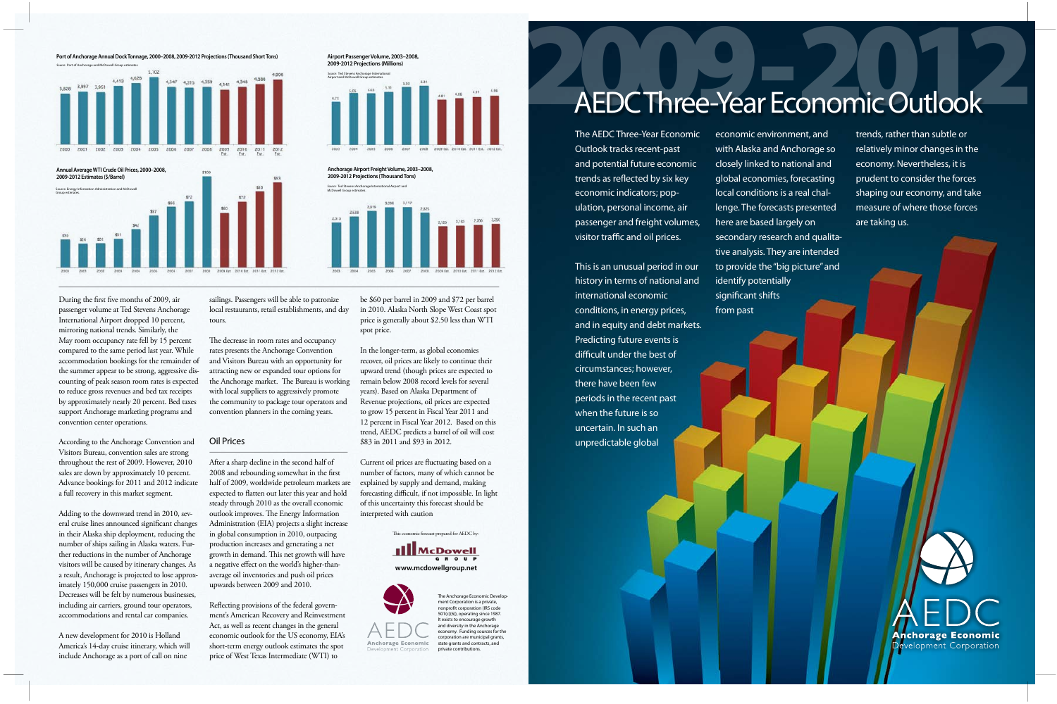# 2009-2012

# AEDC Three-Year Economic Outlook

The AEDC Three-Year Economic Outlook tracks recent-past and potential future economic trends as reflected by six key economic indicators; population, personal income, air passenger and freight volumes, visitor traffic and oil prices.

This is an unusual period in our history in terms of national and international economic conditions, in energy prices, and in equity and debt markets. Predicting future events is difficult under the best of circumstances; however, there have been few periods in the recent past when the future is so uncertain. In such an unpredictable global economic environment, and with Alaska and Anchorage so closely linked to national and global economies, forecasting local conditions is a real challenge. The forecasts presented here are based largely on secondary research and qualitative analysis. They are intended to provide the "big picture" and identify potentially significant shifts from past trends, rather than subtle or relatively minor changes in the economy. Nevertheless, it is prudent to consider the forces shaping our economy, and take measure of where those forces are taking us.

**Port of Anchorage Annual Dock Tonnage, 2000–2008, 2009-2012 Projections (Thousand Short Tons)**

Source: Port of Anchorage and McDowell Group estimates

| 2000 | 2001 | 2002 | 2003 | 2004 | 2005 | 2006 | 2007 | 2008 | 2009 Est. | 2010 Est. | 2011 Est. | 2012 Est. |
|---|---|---|---|---|---|---|---|---|---|---|---|---|
| 3,828 | 3,997 | 3,951 | 4,413 | 4,626 | 5,102 | 4,347 | 4,215 | 4,359 | 4,141 | 4,348 | 4,588 | 4,906 |

**Airport Passenger Volume, 2003–2008, 2009-2012 Projections (Millions)**

Source: Ted Stevens Anchorage International Airport and McDowell Group estimates

| 2003 | 2004 | 2005 | 2006 | 2007 | 2008 | 2009 Est. | 2010 Est. | 2011 Est. | 2012 Est. |
|---|---|---|---|---|---|---|---|---|---|
| 4.71 | 5.05 | 5.03 | 5.11 | 5.33 | 5.34 | 4.81 | 4.86 | 4.91 | 4.96 |

**Annual Average WTI Crude Oil Prices, 2000–2008, 2009-2012 Estimates ($/Barrel)**

Source: Energy Information Administration and McDowell Group estimates

| 2000 | 2001 | 2002 | 2003 | 2004 | 2005 | 2006 | 2007 | 2008 | 2009 Est. | 2010 Est. | 2011 Est. | 2012 Est. |
|---|---|---|---|---|---|---|---|---|---|---|---|---|
| $30 | $26 | $26 | $31 | $42 | $57 | $66 | $72 | $100 | $60 | $72 | $83 | $93 |

**Anchorage Airport Freight Volume, 2003–2008, 2009-2012 Projections (Thousand Tons)**

Source: Ted Stevens Anchorage International Airport and McDowell Group estimates

| 2003 | 2004 | 2005 | 2006 | 2007 | 2008 | 2009 Est. | 2010 Est. | 2011 Est. | 2012 Est. |
|---|---|---|---|---|---|---|---|---|---|
| 2,313 | 2,638 | 2,919 | 3,090 | 3,117 | 2,825 | 2,120 | 2,160 | 2,200 | 2,250 |

During the first five months of 2009, air passenger volume at Ted Stevens Anchorage International Airport dropped 10 percent, mirroring national trends. Similarly, the May room occupancy rate fell by 15 percent compared to the same period last year. While accommodation bookings for the remainder of the summer appear to be strong, aggressive discounting of peak season room rates is expected to reduce gross revenues and bed tax receipts by approximately nearly 20 percent. Bed taxes support Anchorage marketing programs and convention center operations.

According to the Anchorage Convention and Visitors Bureau, convention sales are strong throughout the rest of 2009. However, 2010 sales are down by approximately 10 percent. Advance bookings for 2011 and 2012 indicate a full recovery in this market segment.

Adding to the downward trend in 2010, several cruise lines announced significant changes in their Alaska ship deployment, reducing the number of ships sailing in Alaska waters. Further reductions in the number of Anchorage visitors will be caused by itinerary changes. As a result, Anchorage is projected to lose approximately 150,000 cruise passengers in 2010. Decreases will be felt by numerous businesses, including air carriers, ground tour operators, accommodations and rental car companies.

A new development for 2010 is Holland America's 14-day cruise itinerary, which will include Anchorage as a port of call on nine sailings. Passengers will be able to patronize local restaurants, retail establishments, and day tours.

The decrease in room rates and occupancy rates presents the Anchorage Convention and Visitors Bureau with an opportunity for attracting new or expanded tour options for the Anchorage market. The Bureau is working with local suppliers to aggressively promote the community to package tour operators and convention planners in the coming years.

## Oil Prices

After a sharp decline in the second half of 2008 and rebounding somewhat in the first half of 2009, worldwide petroleum markets are expected to flatten out later this year and hold steady through 2010 as the overall economic outlook improves. The Energy Information Administration (EIA) projects a slight increase in global consumption in 2010, outpacing production increases and generating a net growth in demand. This net growth will have a negative effect on the world's higher-than-average oil inventories and push oil prices upwards between 2009 and 2010.

Reflecting provisions of the federal government's American Recovery and Reinvestment Act, as well as recent changes in the general economic outlook for the US economy, EIA's short-term energy outlook estimates the spot price of West Texas Intermediate (WTI) to be $60 per barrel in 2009 and $72 per barrel in 2010. Alaska North Slope West Coast spot price is generally about $2.50 less than WTI spot price.

In the longer-term, as global economies recover, oil prices are likely to continue their upward trend (though prices are expected to remain below 2008 record levels for several years). Based on Alaska Department of Revenue projections, oil prices are expected to grow 15 percent in Fiscal Year 2011 and 12 percent in Fiscal Year 2012. Based on this trend, AEDC predicts a barrel of oil will cost $83 in 2011 and $93 in 2012.

Current oil prices are fluctuating based on a number of factors, many of which cannot be explained by supply and demand, making forecasting difficult, if not impossible. In light of this uncertainty this forecast should be interpreted with caution

This economic forecast prepared for AEDC by:

McDowell Group
www.mcdowellgroup.net

AEDC Anchorage Economic Development Corporation

The Anchorage Economic Development Corporation is a private, nonprofit corporation (IRS code 501(c)(6)), operating since 1987. It exists to encourage growth and diversity in the Anchorage economy. Funding sources for the corporation are municipal grants, state grants and contracts, and private contributions.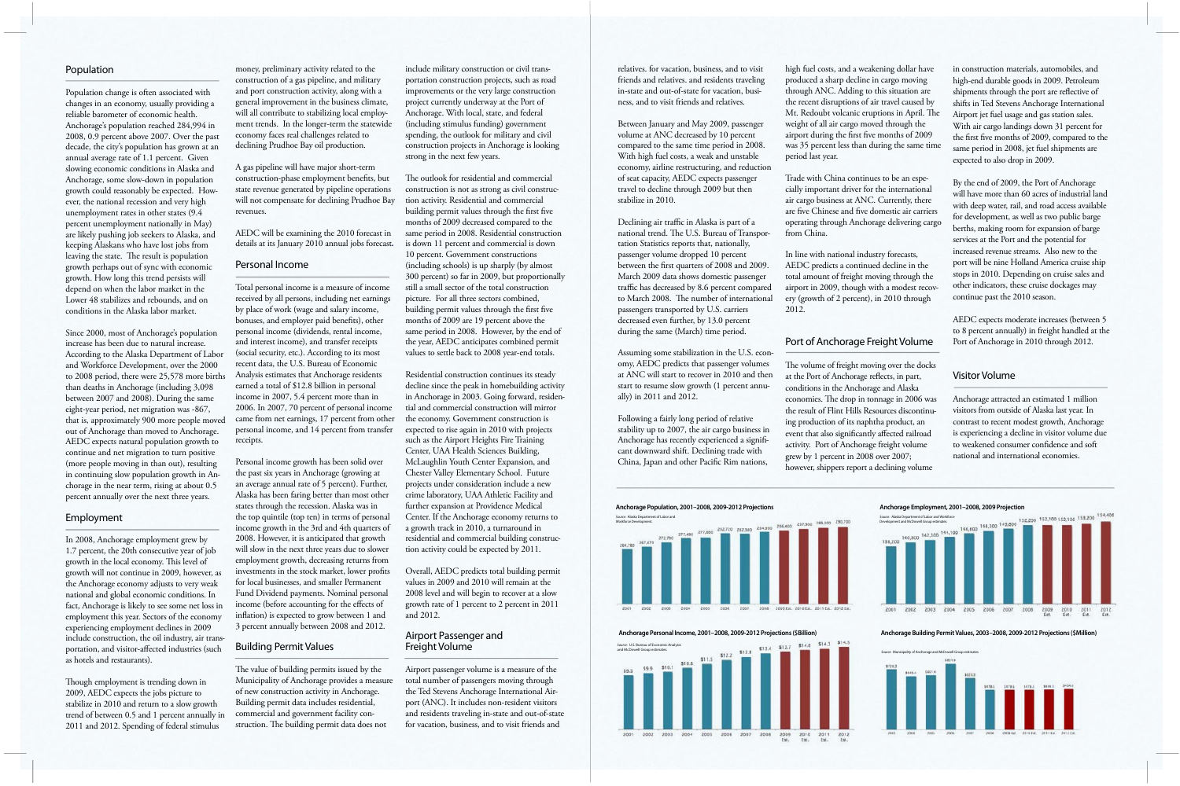## Population

Population change is often associated with changes in an economy, usually providing a reliable barometer of economic health. Anchorage's population reached 284,994 in 2008, 0.9 percent above 2007. Over the past decade, the city's population has grown at an annual average rate of 1.1 percent. Given slowing economic conditions in Alaska and Anchorage, some slow-down in population growth could reasonably be expected. However, the national recession and very high unemployment rates in other states (9.4 percent unemployment nationally in May) are likely pushing job seekers to Alaska, and keeping Alaskans who have lost jobs from leaving the state. The result is population growth perhaps out of sync with economic growth. How long this trend persists will depend on when the labor market in the Lower 48 stabilizes and rebounds, and on conditions in the Alaska labor market.

Since 2000, most of Anchorage's population increase has been due to natural increase. According to the Alaska Department of Labor and Workforce Development, over the 2000 to 2008 period, there were 25,578 more births than deaths in Anchorage (including 3,098 between 2007 and 2008). During the same eight-year period, net migration was -867, that is, approximately 900 more people moved out of Anchorage than moved to Anchorage. AEDC expects natural population growth to continue and net migration to turn positive (more people moving in than out), resulting in continuing slow population growth in Anchorage in the near term, rising at about 0.5 percent annually over the next three years.

## Employment

In 2008, Anchorage employment grew by 1.7 percent, the 20th consecutive year of job growth in the local economy. This level of growth will not continue in 2009, however, as the Anchorage economy adjusts to very weak national and global economic conditions. In fact, Anchorage is likely to see some net loss in employment this year. Sectors of the economy experiencing employment declines in 2009 include construction, the oil industry, air transportation, and visitor-affected industries (such as hotels and restaurants).

Though employment is trending down in 2009, AEDC expects the jobs picture to stabilize in 2010 and return to a slow growth trend of between 0.5 and 1 percent annually in 2011 and 2012. Spending of federal stimulus money, preliminary activity related to the construction of a gas pipeline, and military and port construction activity, along with a general improvement in the business climate, will all contribute to stabilizing local employment trends. In the longer-term the statewide economy faces real challenges related to declining Prudhoe Bay oil production.

A gas pipeline will have major short-term construction-phase employment benefits, but state revenue generated by pipeline operations will not compensate for declining Prudhoe Bay revenues.

AEDC will be examining the 2010 forecast in details at its January 2010 annual jobs forecast.

## Personal Income

Total personal income is a measure of income received by all persons, including net earnings by place of work (wage and salary income, bonuses, and employer paid benefits), other personal income (dividends, rental income, and interest income), and transfer receipts (social security, etc.). According to its most recent data, the U.S. Bureau of Economic Analysis estimates that Anchorage residents earned a total of $12.8 billion in personal income in 2007, 5.4 percent more than in 2006. In 2007, 70 percent of personal income came from net earnings, 17 percent from other personal income, and 14 percent from transfer receipts.

Personal income growth has been solid over the past six years in Anchorage (growing at an average annual rate of 5 percent). Further, Alaska has been faring better than most other states through the recession. Alaska was in the top quintile (top ten) in terms of personal income growth in the 3rd and 4th quarters of 2008. However, it is anticipated that growth will slow in the next three years due to slower employment growth, decreasing returns from investments in the stock market, lower profits for local businesses, and smaller Permanent Fund Dividend payments. Nominal personal income (before accounting for the effects of inflation) is expected to grow between 1 and 3 percent annually between 2008 and 2012.

## Building Permit Values

The value of building permits issued by the Municipality of Anchorage provides a measure of new construction activity in Anchorage. Building permit data includes residential, commercial and government facility construction. The building permit data does not include military construction or civil transportation construction projects, such as road improvements or the very large construction project currently underway at the Port of Anchorage. With local, state, and federal (including stimulus funding) government spending, the outlook for military and civil construction projects in Anchorage is looking strong in the next few years.

The outlook for residential and commercial construction is not as strong as civil construction activity. Residential and commercial building permit values through the first five months of 2009 decreased compared to the same period in 2008. Residential construction is down 11 percent and commercial is down 10 percent. Government constructions (including schools) is up sharply (by almost 300 percent) so far in 2009, but proportionally still a small sector of the total construction picture. For all three sectors combined, building permit values through the first five months of 2009 are 19 percent above the same period in 2008. However, by the end of the year, AEDC anticipates combined permit values to settle back to 2008 year-end totals.

Residential construction continues its steady decline since the peak in homebuilding activity in Anchorage in 2003. Going forward, residential and commercial construction will mirror the economy. Government construction is expected to rise again in 2010 with projects such as the Airport Heights Fire Training Center, UAA Health Sciences Building, McLaughlin Youth Center Expansion, and Chester Valley Elementary School. Future projects under consideration include a new crime laboratory, UAA Athletic Facility and further expansion at Providence Medical Center. If the Anchorage economy returns to a growth track in 2010, a turnaround in residential and commercial building construction activity could be expected by 2011.

Overall, AEDC predicts total building permit values in 2009 and 2010 will remain at the 2008 level and will begin to recover at a slow growth rate of 1 percent to 2 percent in 2011 and 2012.

## Airport Passenger and Freight Volume

Airport passenger volume is a measure of the total number of passengers moving through the Ted Stevens Anchorage International Airport (ANC). It includes non-resident visitors and residents traveling in-state and out-of-state for vacation, business, and to visit friends and relatives. for vacation, business, and to visit friends and relatives. and residents traveling in-state and out-of-state for vacation, business, and to visit friends and relatives.

Between January and May 2009, passenger volume at ANC decreased by 10 percent compared to the same time period in 2008. With high fuel costs, a weak and unstable economy, airline restructuring, and reduction of seat capacity, AEDC expects passenger travel to decline through 2009 but then stabilize in 2010.

Declining air traffic in Alaska is part of a national trend. The U.S. Bureau of Transportation Statistics reports that, nationally, passenger volume dropped 10 percent between the first quarters of 2008 and 2009. March 2009 data shows domestic passenger traffic has decreased by 8.6 percent compared to March 2008. The number of international passengers transported by U.S. carriers decreased even further, by 13.0 percent during the same (March) time period.

Assuming some stabilization in the U.S. economy, AEDC predicts that passenger volumes at ANC will start to recover in 2010 and then start to resume slow growth (1 percent annually) in 2011 and 2012.

Following a fairly long period of relative stability up to 2007, the air cargo business in Anchorage has recently experienced a significant downward shift. Declining trade with China, Japan and other Pacific Rim nations, high fuel costs, and a weakening dollar have produced a sharp decline in cargo moving through ANC. Adding to this situation are the recent disruptions of air travel caused by Mt. Redoubt volcanic eruptions in April. The weight of all air cargo moved through the airport during the first five months of 2009 was 35 percent less than during the same time period last year.

Trade with China continues to be an especially important driver for the international air cargo business at ANC. Currently, there are five Chinese and five domestic air carriers operating through Anchorage delivering cargo from China.

In line with national industry forecasts, AEDC predicts a continued decline in the total amount of freight moving through the airport in 2009, though with a modest recovery (growth of 2 percent), in 2010 through 2012.

## Port of Anchorage Freight Volume

The volume of freight moving over the docks at the Port of Anchorage reflects, in part, conditions in the Anchorage and Alaska economies. The drop in tonnage in 2006 was the result of Flint Hills Resources discontinuing production of its naphtha product, an event that also significantly affected railroad activity. Port of Anchorage freight volume grew by 1 percent in 2008 over 2007; however, shippers report a declining volume in construction materials, automobiles, and high-end durable goods in 2009. Petroleum shipments through the port are reflective of shifts in Ted Stevens Anchorage International Airport jet fuel usage and gas station sales. With air cargo landings down 31 percent for the first five months of 2009, compared to the same period in 2008, jet fuel shipments are expected to also drop in 2009.

By the end of 2009, the Port of Anchorage will have more than 60 acres of industrial land with deep water, rail, and road access available for development, as well as two public barge berths, making room for expansion of barge services at the Port and the potential for increased revenue streams. Also new to the port will be nine Holland America cruise ship stops in 2010. Depending on cruise sales and other indicators, these cruise dockages may continue past the 2010 season.

AEDC expects moderate increases (between 5 to 8 percent annually) in freight handled at the Port of Anchorage in 2010 through 2012.

## Visitor Volume

Anchorage attracted an estimated 1 million visitors from outside of Alaska last year. In contrast to recent modest growth, Anchorage is experiencing a decline in visitor volume due to weakened consumer confidence and soft national and international economies.

**Anchorage Population, 2001–2008, 2009-2012 Projections**

Source: Alaska Department of Labor and Workforce Development

264,780 267,473 272,760 277,498 277,800 282,720 282,380 284,994 286,405 287,900 289,335 290,780

2001 2002 2003 2004 2005 2006 2007 2008 2009 Est. 2010 Est. 2011 Est. 2012 Est.

**Anchorage Employment, 2001–2008, 2009 Projection**

Source: Alaska Department of Labor and Workforce Development and McDowell Group estimates

138,200 140,800 142,300 144,100 146,800 148,300 149,800 152,200 153,100 152,100 153,200 154,486

2001 2002 2003 2004 2005 2006 2007 2008 2009 Est. 2010 Est. 2011 Est. 2012 Est.

**Anchorage Personal Income, 2001–2008, 2009-2012 Projections ($Billion)**

Source: U.S. Bureau of Economic Analysis and McDowell Group estimates

$9.3 $9.9 $10.1 $10.8 $11.5 $12.2 $12.8 $13.4 $13.7 $14.0 $14.3 $14.5

2001 2002 2003 2004 2005 2006 2007 2008 2009 Est. 2010 Est. 2011 Est. 2012 Est.

**Anchorage Building Permit Values, 2003–2008, 2009-2012 Projections ($Million)**

Source: Municipality of Anchorage and McDowell Group estimates

$723.3 $649.4 $661.4 $801.9 $523.3 $478.5 $478.5 $478.5 $488.1 $497.8

2003 2004 2005 2006 2007 2008 2009 Est. 2010 Est. 2011 Est. 2012 Est.